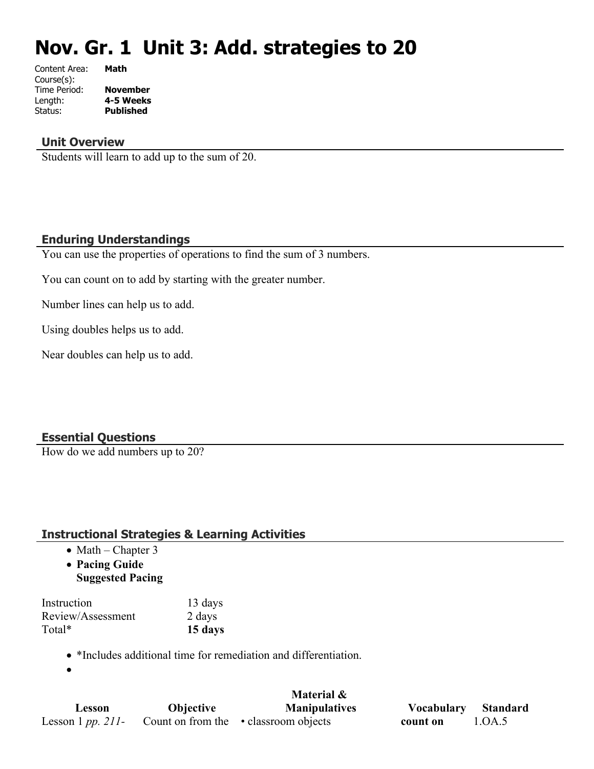# Nov. Gr. 1 Unit 3: Add. strategies to 20

| | |
|---|---|
| Content Area: | **Math** |
| Course(s): | |
| Time Period: | **November** |
| Length: | **4-5 Weeks** |
| Status: | **Published** |

## Unit Overview

Students will learn to add up to the sum of 20.

## Enduring Understandings

You can use the properties of operations to find the sum of 3 numbers.

You can count on to add by starting with the greater number.

Number lines can help us to add.

Using doubles helps us to add.

Near doubles can help us to add.

## Essential Questions

How do we add numbers up to 20?

## Instructional Strategies & Learning Activities

- Math – Chapter 3
- **Pacing Guide**
  **Suggested Pacing**

| | |
|---|---|
| Instruction | 13 days |
| Review/Assessment | 2 days |
| Total* | **15 days** |

- *Includes additional time for remediation and differentiation.
-

| Lesson | Objective | Material & Manipulatives | Vocabulary | Standard |
|---|---|---|---|---|
| Lesson 1 *pp. 211-* | Count on from the | • classroom objects | **count on** | 1.OA.5 |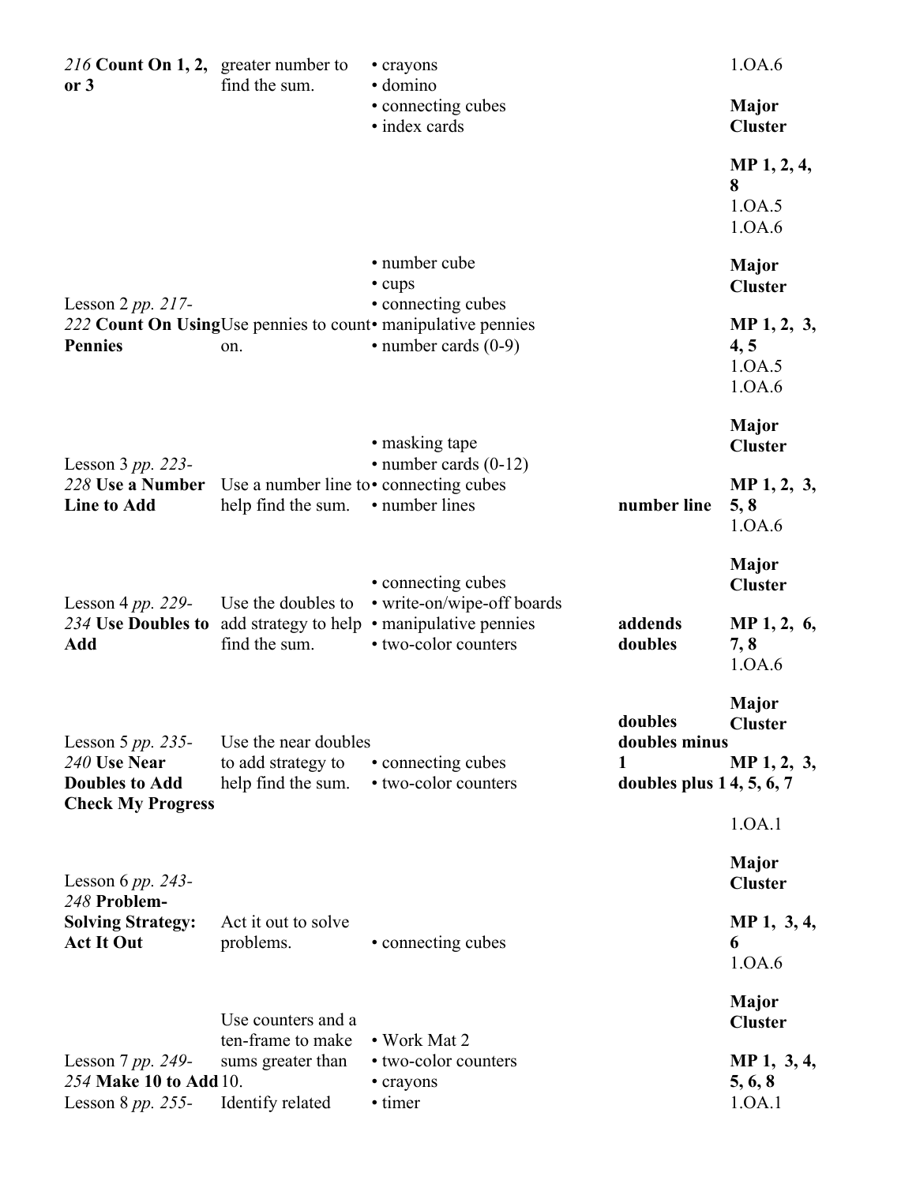| *216* **Count On 1, 2, or 3** | greater number to find the sum. | • crayons<br>• domino<br>• connecting cubes<br>• index cards | | 1.OA.6<br>**Major Cluster**<br>**MP 1, 2, 4, 8** |
|---|---|---|---|---|
| Lesson 2 *pp. 217-222* **Count On Using Pennies** | Use pennies to count on. | • number cube<br>• cups<br>• connecting cubes<br>• manipulative pennies<br>• number cards (0-9) | | 1.OA.5<br>1.OA.6<br>**Major Cluster**<br>**MP 1, 2, 3, 4, 5** |
| Lesson 3 *pp. 223-228* **Use a Number Line to Add** | Use a number line to help find the sum. | • masking tape<br>• number cards (0-12)<br>• connecting cubes<br>• number lines | **number line** | 1.OA.5<br>1.OA.6<br>**Major Cluster**<br>**MP 1, 2, 3, 5, 8** |
| Lesson 4 *pp. 229-234* **Use Doubles to Add** | Use the doubles to add strategy to help find the sum. | • connecting cubes<br>• write-on/wipe-off boards<br>• manipulative pennies<br>• two-color counters | **addends**<br>**doubles** | 1.OA.6<br>**Major Cluster**<br>**MP 1, 2, 6, 7, 8** |
| Lesson 5 *pp. 235-240* **Use Near Doubles to Add**<br>**Check My Progress** | Use the near doubles to add strategy to help find the sum. | • connecting cubes<br>• two-color counters | **doubles**<br>**doubles minus 1**<br>**doubles plus 1** | 1.OA.6<br>**Major Cluster**<br>**MP 1, 2, 3, 4, 5, 6, 7** |
| Lesson 6 *pp. 243-248* **Problem-Solving Strategy: Act It Out** | Act it out to solve problems. | • connecting cubes | | 1.OA.1<br>**Major Cluster**<br>**MP 1, 3, 4, 6** |
| Lesson 7 *pp. 249-254* **Make 10 to Add** | Use counters and a ten-frame to make sums greater than 10. | • Work Mat 2<br>• two-color counters<br>• crayons | | 1.OA.6<br>**Major Cluster**<br>**MP 1, 3, 4, 5, 6, 8** |
| Lesson 8 *pp. 255-* | Identify related | • timer | | 1.OA.1 |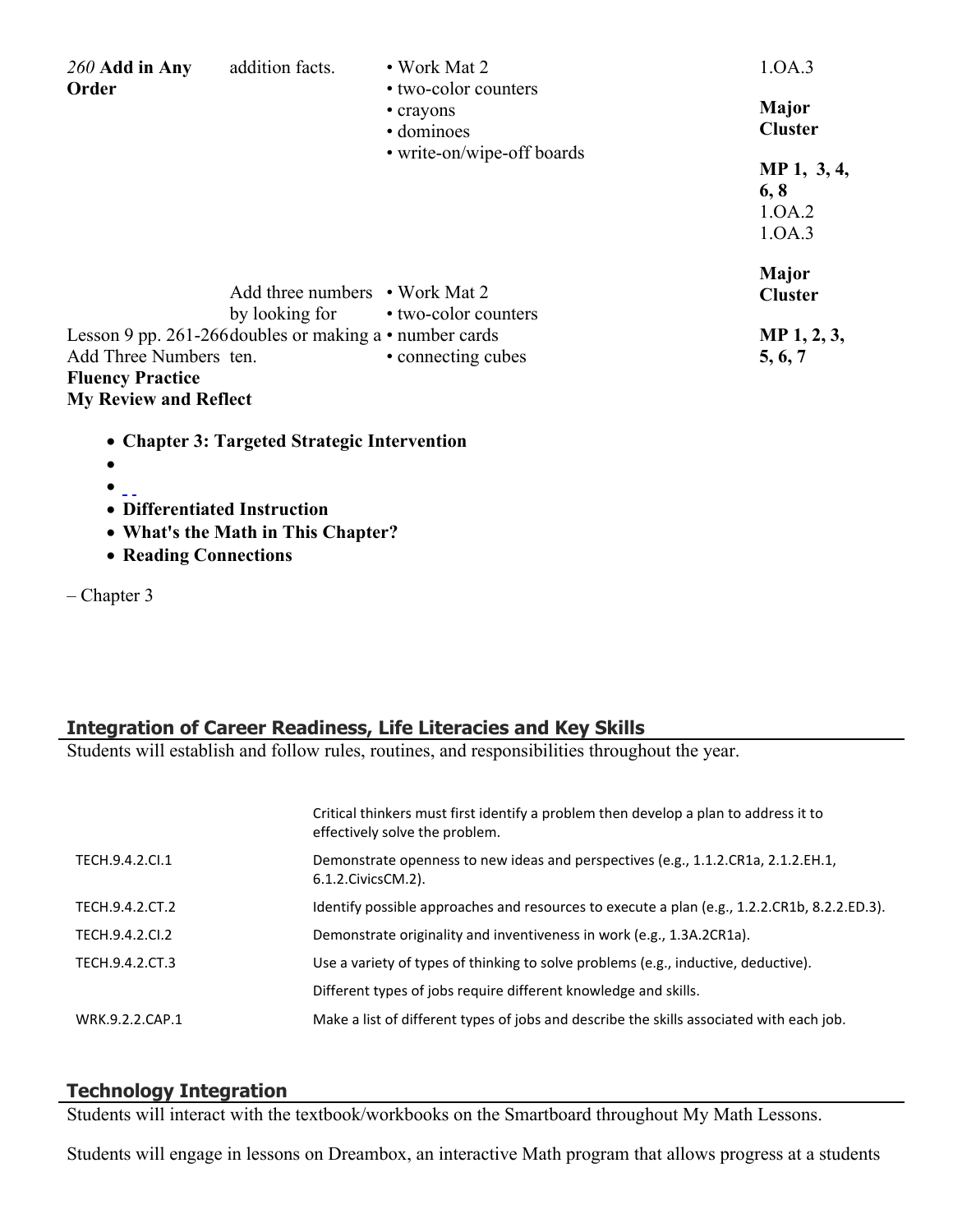| | | | |
|---|---|---|---|
| *260* **Add in Any Order** | addition facts. | • Work Mat 2<br>• two-color counters<br>• crayons<br>• dominoes<br>• write-on/wipe-off boards | 1.OA.3<br><br>**Major Cluster**<br><br>**MP 1, 3, 4, 6, 8** |
| Lesson 9 pp. 261-266 Add Three Numbers<br>**Fluency Practice**<br>**My Review and Reflect** | Add three numbers by looking for doubles or making a ten. | • Work Mat 2<br>• two-color counters<br>• number cards<br>• connecting cubes | 1.OA.2<br>1.OA.3<br><br>**Major Cluster**<br><br>**MP 1, 2, 3, 5, 6, 7** |

- **Chapter 3: Targeted Strategic Intervention**
- 
- 
- **Differentiated Instruction**
- **What's the Math in This Chapter?**
- **Reading Connections**

– Chapter 3

## Integration of Career Readiness, Life Literacies and Key Skills

Students will establish and follow rules, routines, and responsibilities throughout the year.

| | |
|---|---|
| | Critical thinkers must first identify a problem then develop a plan to address it to effectively solve the problem. |
| TECH.9.4.2.CI.1 | Demonstrate openness to new ideas and perspectives (e.g., 1.1.2.CR1a, 2.1.2.EH.1, 6.1.2.CivicsCM.2). |
| TECH.9.4.2.CT.2 | Identify possible approaches and resources to execute a plan (e.g., 1.2.2.CR1b, 8.2.2.ED.3). |
| TECH.9.4.2.CI.2 | Demonstrate originality and inventiveness in work (e.g., 1.3A.2CR1a). |
| TECH.9.4.2.CT.3 | Use a variety of types of thinking to solve problems (e.g., inductive, deductive). |
| | Different types of jobs require different knowledge and skills. |
| WRK.9.2.2.CAP.1 | Make a list of different types of jobs and describe the skills associated with each job. |

## Technology Integration

Students will interact with the textbook/workbooks on the Smartboard throughout My Math Lessons.

Students will engage in lessons on Dreambox, an interactive Math program that allows progress at a students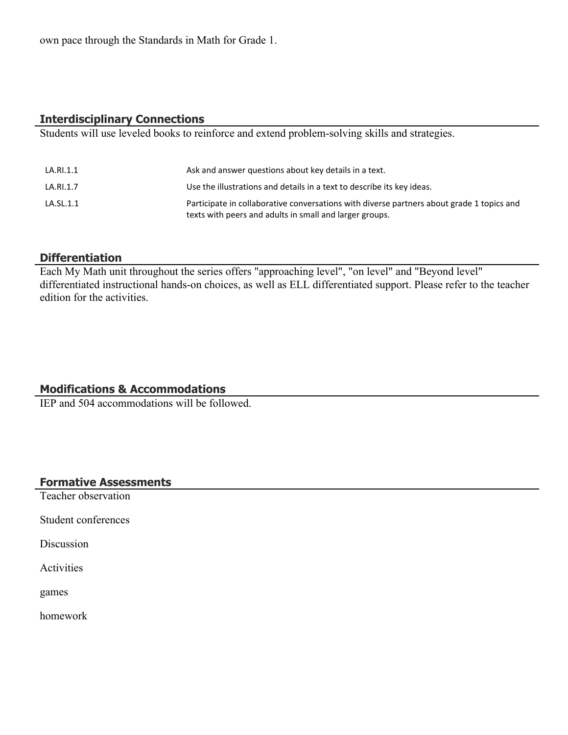own pace through the Standards in Math for Grade 1.

## Interdisciplinary Connections

Students will use leveled books to reinforce and extend problem-solving skills and strategies.

| | |
|---|---|
| LA.RI.1.1 | Ask and answer questions about key details in a text. |
| LA.RI.1.7 | Use the illustrations and details in a text to describe its key ideas. |
| LA.SL.1.1 | Participate in collaborative conversations with diverse partners about grade 1 topics and texts with peers and adults in small and larger groups. |

## Differentiation

Each My Math unit throughout the series offers "approaching level", "on level" and "Beyond level" differentiated instructional hands-on choices, as well as ELL differentiated support. Please refer to the teacher edition for the activities.

## Modifications & Accommodations

IEP and 504 accommodations will be followed.

## Formative Assessments

Teacher observation

Student conferences

Discussion

Activities

games

homework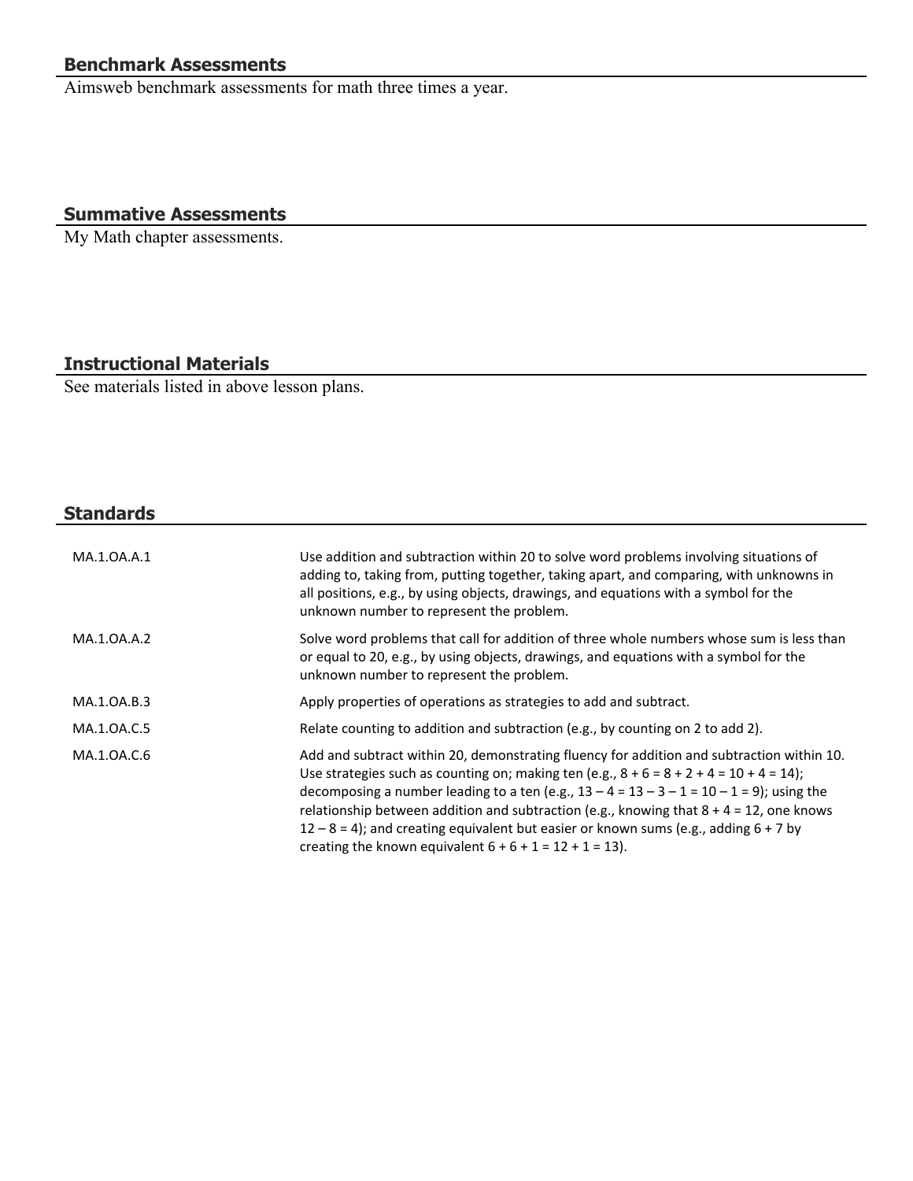## Benchmark Assessments

Aimsweb benchmark assessments for math three times a year.

## Summative Assessments

My Math chapter assessments.

## Instructional Materials

See materials listed in above lesson plans.

## Standards

| | |
|---|---|
| MA.1.OA.A.1 | Use addition and subtraction within 20 to solve word problems involving situations of adding to, taking from, putting together, taking apart, and comparing, with unknowns in all positions, e.g., by using objects, drawings, and equations with a symbol for the unknown number to represent the problem. |
| MA.1.OA.A.2 | Solve word problems that call for addition of three whole numbers whose sum is less than or equal to 20, e.g., by using objects, drawings, and equations with a symbol for the unknown number to represent the problem. |
| MA.1.OA.B.3 | Apply properties of operations as strategies to add and subtract. |
| MA.1.OA.C.5 | Relate counting to addition and subtraction (e.g., by counting on 2 to add 2). |
| MA.1.OA.C.6 | Add and subtract within 20, demonstrating fluency for addition and subtraction within 10. Use strategies such as counting on; making ten (e.g., $8 + 6 = 8 + 2 + 4 = 10 + 4 = 14$); decomposing a number leading to a ten (e.g., $13 – 4 = 13 – 3 – 1 = 10 – 1 = 9$); using the relationship between addition and subtraction (e.g., knowing that $8 + 4 = 12$, one knows $12 – 8 = 4$); and creating equivalent but easier or known sums (e.g., adding $6 + 7$ by creating the known equivalent $6 + 6 + 1 = 12 + 1 = 13$). |